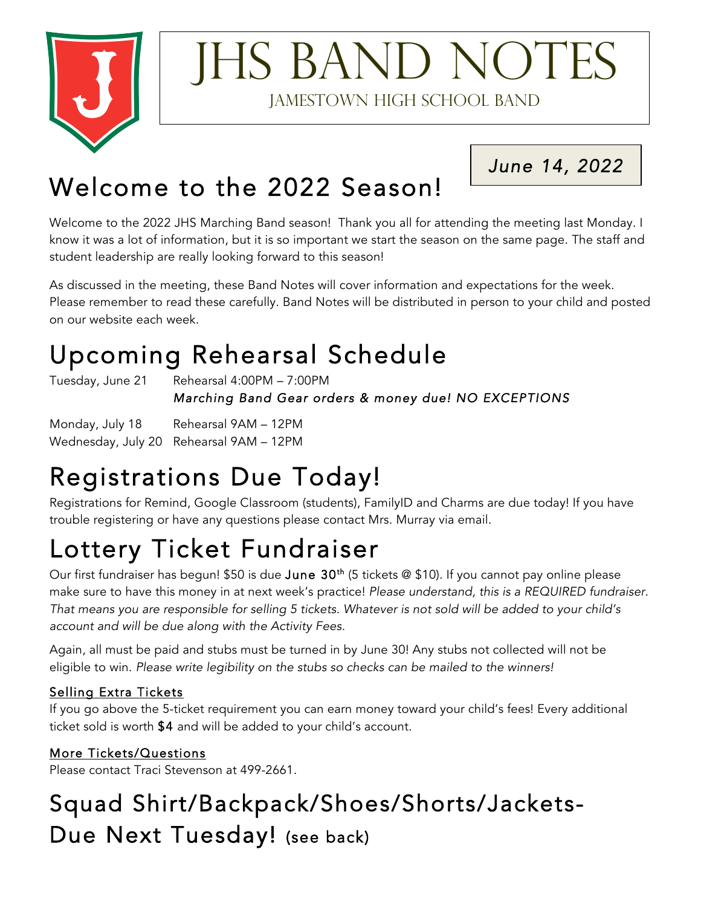# JHS BAND NOTES

JAMESTOWN HIGH SCHOOL BAND

*June 14, 2022*

## Welcome to the 2022 Season!

Welcome to the 2022 JHS Marching Band season! Thank you all for attending the meeting last Monday. I know it was a lot of information, but it is so important we start the season on the same page. The staff and student leadership are really looking forward to this season!

As discussed in the meeting, these Band Notes will cover information and expectations for the week. Please remember to read these carefully. Band Notes will be distributed in person to your child and posted on our website each week.

## Upcoming Rehearsal Schedule

Tuesday, June 21 — Rehearsal 4:00PM – 7:00PM
*Marching Band Gear orders & money due! NO EXCEPTIONS*

Monday, July 18 — Rehearsal 9AM – 12PM
Wednesday, July 20 — Rehearsal 9AM – 12PM

## Registrations Due Today!

Registrations for Remind, Google Classroom (students), FamilyID and Charms are due today! If you have trouble registering or have any questions please contact Mrs. Murray via email.

## Lottery Ticket Fundraiser

Our first fundraiser has begun! $50 is due **June 30th** (5 tickets @ $10). If you cannot pay online please make sure to have this money in at next week's practice! *Please understand, this is a REQUIRED fundraiser. That means you are responsible for selling 5 tickets. Whatever is not sold will be added to your child's account and will be due along with the Activity Fees.*

Again, all must be paid and stubs must be turned in by June 30! Any stubs not collected will not be eligible to win. *Please write legibility on the stubs so checks can be mailed to the winners!*

### Selling Extra Tickets

If you go above the 5-ticket requirement you can earn money toward your child's fees! Every additional ticket sold is worth **$4** and will be added to your child's account.

### More Tickets/Questions

Please contact Traci Stevenson at 499-2661.

## Squad Shirt/Backpack/Shoes/Shorts/Jackets- Due Next Tuesday! (see back)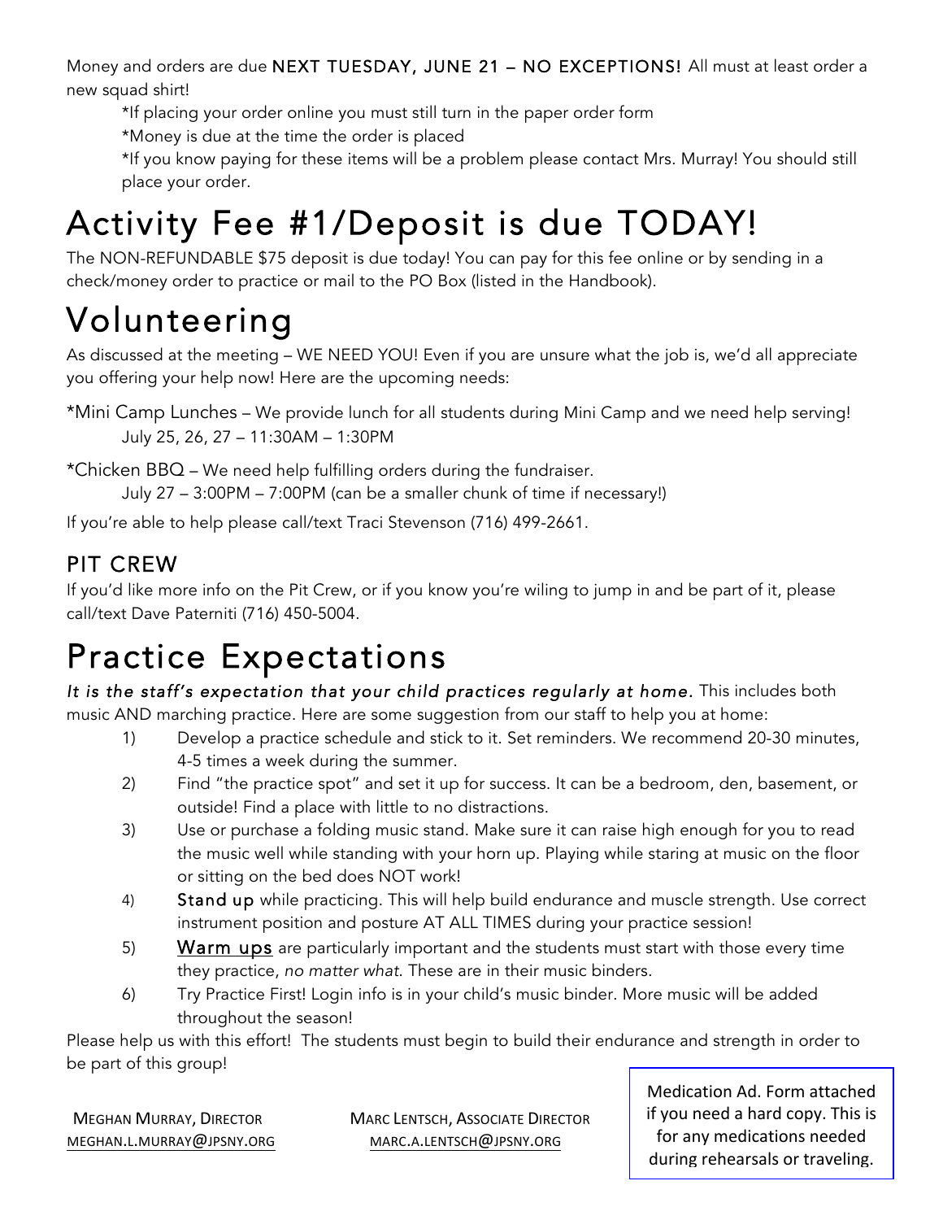Money and orders are due **NEXT TUESDAY, JUNE 21 – NO EXCEPTIONS!** All must at least order a new squad shirt!

*If placing your order online you must still turn in the paper order form
*Money is due at the time the order is placed
*If you know paying for these items will be a problem please contact Mrs. Murray! You should still place your order.

# Activity Fee #1/Deposit is due TODAY!

The NON-REFUNDABLE $75 deposit is due today! You can pay for this fee online or by sending in a check/money order to practice or mail to the PO Box (listed in the Handbook).

# Volunteering

As discussed at the meeting – WE NEED YOU! Even if you are unsure what the job is, we'd all appreciate you offering your help now! Here are the upcoming needs:

*Mini Camp Lunches – We provide lunch for all students during Mini Camp and we need help serving!
July 25, 26, 27 – 11:30AM – 1:30PM

*Chicken BBQ – We need help fulfilling orders during the fundraiser.
July 27 – 3:00PM – 7:00PM (can be a smaller chunk of time if necessary!)

If you're able to help please call/text Traci Stevenson (716) 499-2661.

## PIT CREW

If you'd like more info on the Pit Crew, or if you know you're wiling to jump in and be part of it, please call/text Dave Paterniti (716) 450-5004.

# Practice Expectations

*It is the staff's expectation that your child practices regularly at home.* This includes both music AND marching practice. Here are some suggestion from our staff to help you at home:

1) Develop a practice schedule and stick to it. Set reminders. We recommend 20-30 minutes, 4-5 times a week during the summer.
2) Find "the practice spot" and set it up for success. It can be a bedroom, den, basement, or outside! Find a place with little to no distractions.
3) Use or purchase a folding music stand. Make sure it can raise high enough for you to read the music well while standing with your horn up. Playing while staring at music on the floor or sitting on the bed does NOT work!
4) **Stand up** while practicing. This will help build endurance and muscle strength. Use correct instrument position and posture AT ALL TIMES during your practice session!
5) **Warm ups** are particularly important and the students must start with those every time they practice, *no matter what*. These are in their music binders.
6) Try Practice First! Login info is in your child's music binder. More music will be added throughout the season!

Please help us with this effort! The students must begin to build their endurance and strength in order to be part of this group!

MEGHAN MURRAY, DIRECTOR
MEGHAN.L.MURRAY@JPSNY.ORG

MARC LENTSCH, ASSOCIATE DIRECTOR
MARC.A.LENTSCH@JPSNY.ORG

Medication Ad. Form attached if you need a hard copy. This is for any medications needed during rehearsals or traveling.